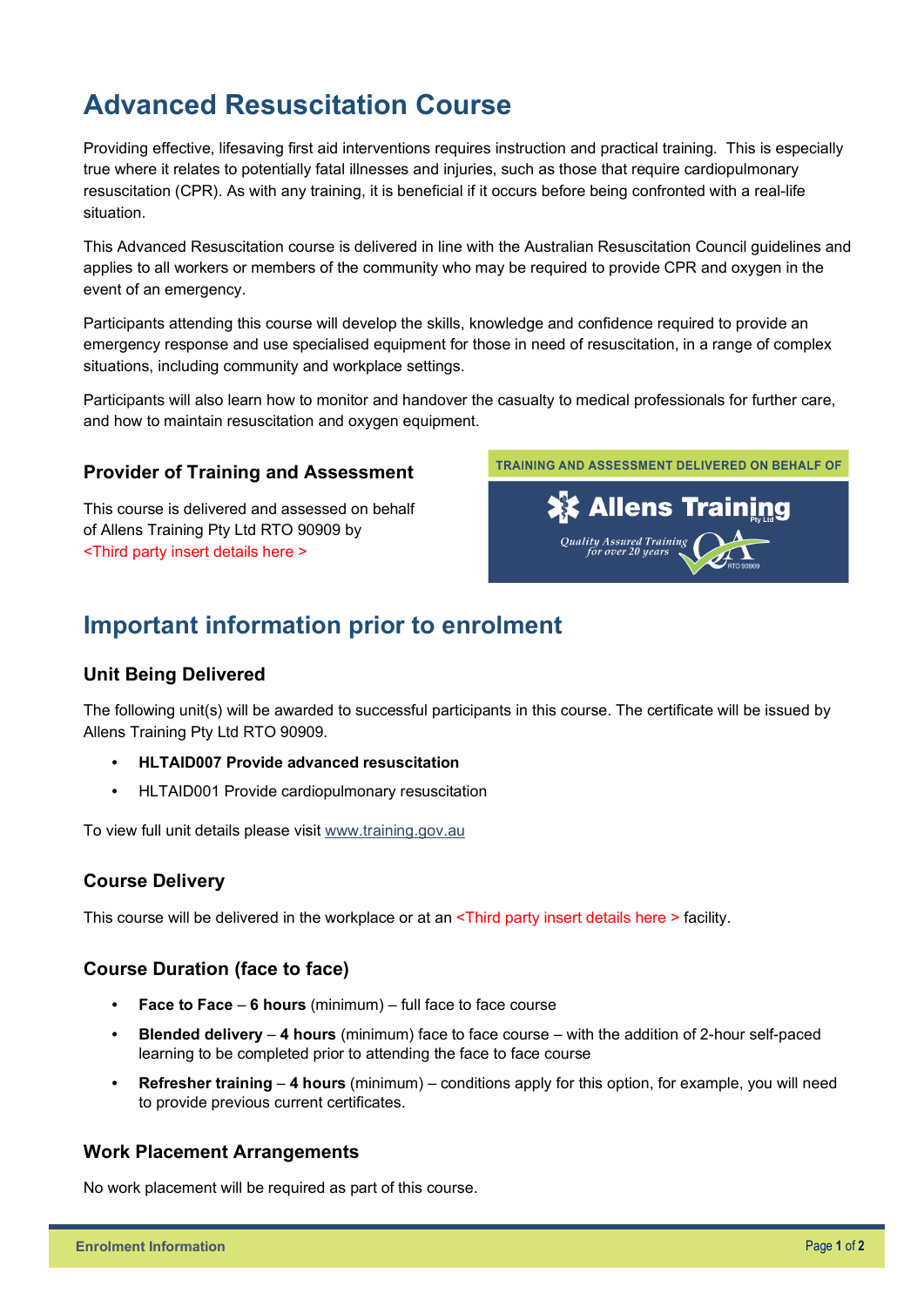# Advanced Resuscitation Course

Providing effective, lifesaving first aid interventions requires instruction and practical training. This is especially true where it relates to potentially fatal illnesses and injuries, such as those that require cardiopulmonary resuscitation (CPR). As with any training, it is beneficial if it occurs before being confronted with a real-life situation.

This Advanced Resuscitation course is delivered in line with the Australian Resuscitation Council guidelines and applies to all workers or members of the community who may be required to provide CPR and oxygen in the event of an emergency.

Participants attending this course will develop the skills, knowledge and confidence required to provide an emergency response and use specialised equipment for those in need of resuscitation, in a range of complex situations, including community and workplace settings.

Participants will also learn how to monitor and handover the casualty to medical professionals for further care, and how to maintain resuscitation and oxygen equipment.

### Provider of Training and Assessment

This course is delivered and assessed on behalf of Allens Training Pty Ltd RTO 90909 by <Third party insert details here >

TRAINING AND ASSESSMENT DELIVERED ON BEHALF OF

Allens Training Pty Ltd

Quality Assured Training for over 20 years

RTO 90909

## Important information prior to enrolment

### Unit Being Delivered

The following unit(s) will be awarded to successful participants in this course. The certificate will be issued by Allens Training Pty Ltd RTO 90909.

- **HLTAID007 Provide advanced resuscitation**
- HLTAID001 Provide cardiopulmonary resuscitation

To view full unit details please visit www.training.gov.au

### Course Delivery

This course will be delivered in the workplace or at an <Third party insert details here > facility.

### Course Duration (face to face)

- **Face to Face** – **6 hours** (minimum) – full face to face course
- **Blended delivery** – **4 hours** (minimum) face to face course – with the addition of 2-hour self-paced learning to be completed prior to attending the face to face course
- **Refresher training** – **4 hours** (minimum) – conditions apply for this option, for example, you will need to provide previous current certificates.

### Work Placement Arrangements

No work placement will be required as part of this course.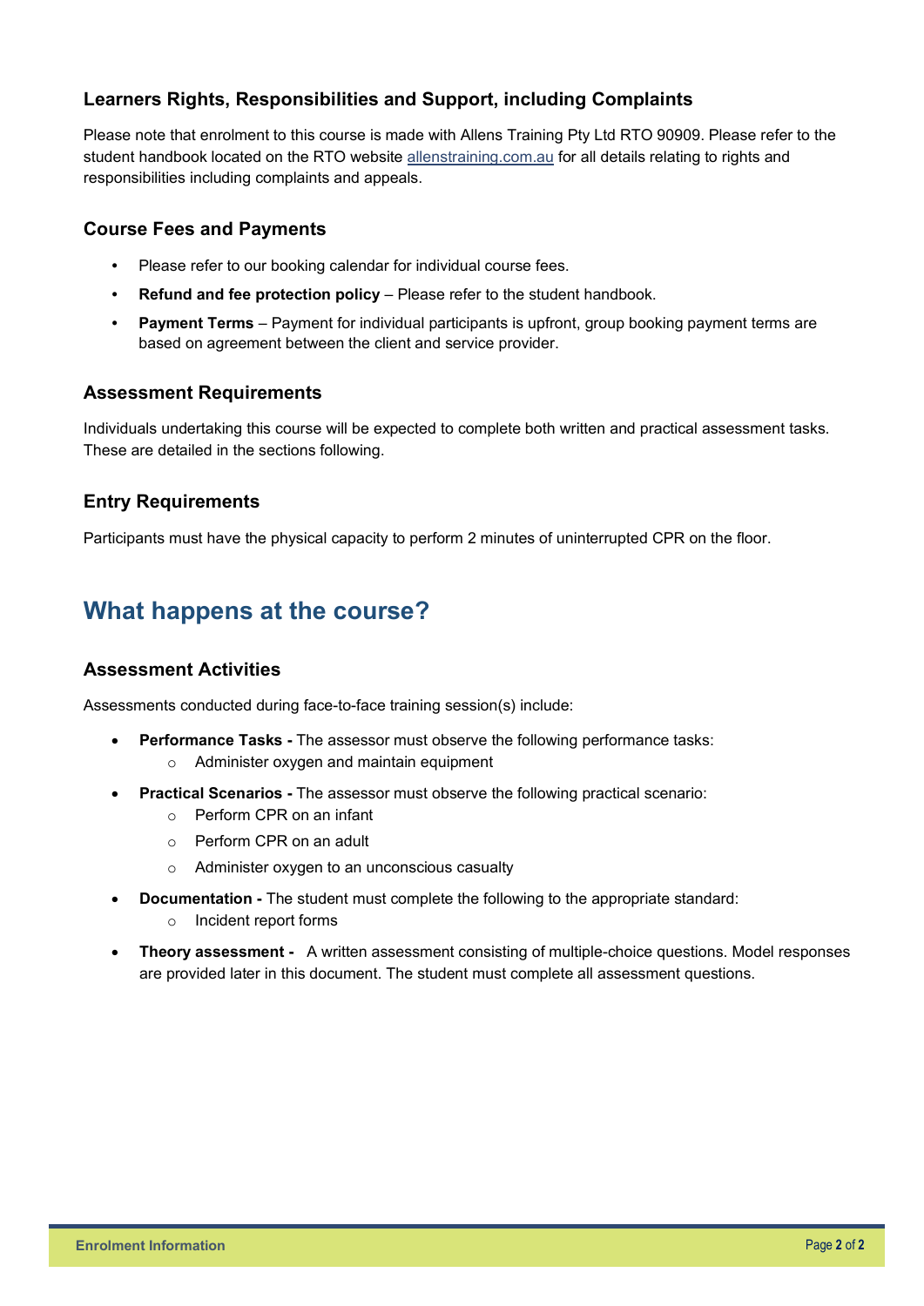### Learners Rights, Responsibilities and Support, including Complaints

Please note that enrolment to this course is made with Allens Training Pty Ltd RTO 90909. Please refer to the student handbook located on the RTO website allenstraining.com.au for all details relating to rights and responsibilities including complaints and appeals.

### Course Fees and Payments

- Please refer to our booking calendar for individual course fees.
- **Refund and fee protection policy** – Please refer to the student handbook.
- **Payment Terms** – Payment for individual participants is upfront, group booking payment terms are based on agreement between the client and service provider.

### Assessment Requirements

Individuals undertaking this course will be expected to complete both written and practical assessment tasks. These are detailed in the sections following.

### Entry Requirements

Participants must have the physical capacity to perform 2 minutes of uninterrupted CPR on the floor.

## What happens at the course?

### Assessment Activities

Assessments conducted during face-to-face training session(s) include:

- **Performance Tasks -** The assessor must observe the following performance tasks:
  - Administer oxygen and maintain equipment
- **Practical Scenarios -** The assessor must observe the following practical scenario:
  - Perform CPR on an infant
  - Perform CPR on an adult
  - Administer oxygen to an unconscious casualty
- **Documentation -** The student must complete the following to the appropriate standard:
  - Incident report forms
- **Theory assessment -** A written assessment consisting of multiple-choice questions. Model responses are provided later in this document. The student must complete all assessment questions.